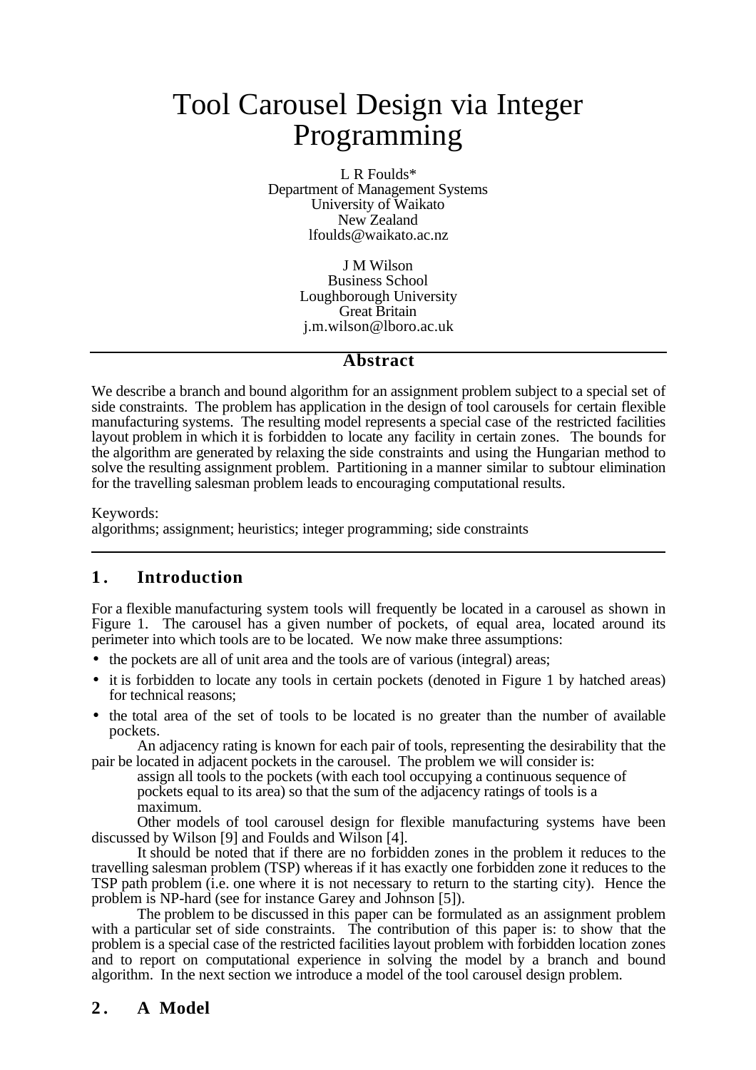# Tool Carousel Design via Integer Programming

L R Foulds*
Department of Management Systems
University of Waikato
New Zealand
lfoulds@waikato.ac.nz

J M Wilson
Business School
Loughborough University
Great Britain
j.m.wilson@lboro.ac.uk

## Abstract

We describe a branch and bound algorithm for an assignment problem subject to a special set of side constraints. The problem has application in the design of tool carousels for certain flexible manufacturing systems. The resulting model represents a special case of the restricted facilities layout problem in which it is forbidden to locate any facility in certain zones. The bounds for the algorithm are generated by relaxing the side constraints and using the Hungarian method to solve the resulting assignment problem. Partitioning in a manner similar to subtour elimination for the travelling salesman problem leads to encouraging computational results.

Keywords:
algorithms; assignment; heuristics; integer programming; side constraints

## 1. Introduction

For a flexible manufacturing system tools will frequently be located in a carousel as shown in Figure 1. The carousel has a given number of pockets, of equal area, located around its perimeter into which tools are to be located. We now make three assumptions:

- the pockets are all of unit area and the tools are of various (integral) areas;
- it is forbidden to locate any tools in certain pockets (denoted in Figure 1 by hatched areas) for technical reasons;
- the total area of the set of tools to be located is no greater than the number of available pockets.

An adjacency rating is known for each pair of tools, representing the desirability that the pair be located in adjacent pockets in the carousel. The problem we will consider is:

> assign all tools to the pockets (with each tool occupying a continuous sequence of pockets equal to its area) so that the sum of the adjacency ratings of tools is a maximum.

Other models of tool carousel design for flexible manufacturing systems have been discussed by Wilson [9] and Foulds and Wilson [4].

It should be noted that if there are no forbidden zones in the problem it reduces to the travelling salesman problem (TSP) whereas if it has exactly one forbidden zone it reduces to the TSP path problem (i.e. one where it is not necessary to return to the starting city). Hence the problem is NP-hard (see for instance Garey and Johnson [5]).

The problem to be discussed in this paper can be formulated as an assignment problem with a particular set of side constraints. The contribution of this paper is: to show that the problem is a special case of the restricted facilities layout problem with forbidden location zones and to report on computational experience in solving the model by a branch and bound algorithm. In the next section we introduce a model of the tool carousel design problem.

## 2. A Model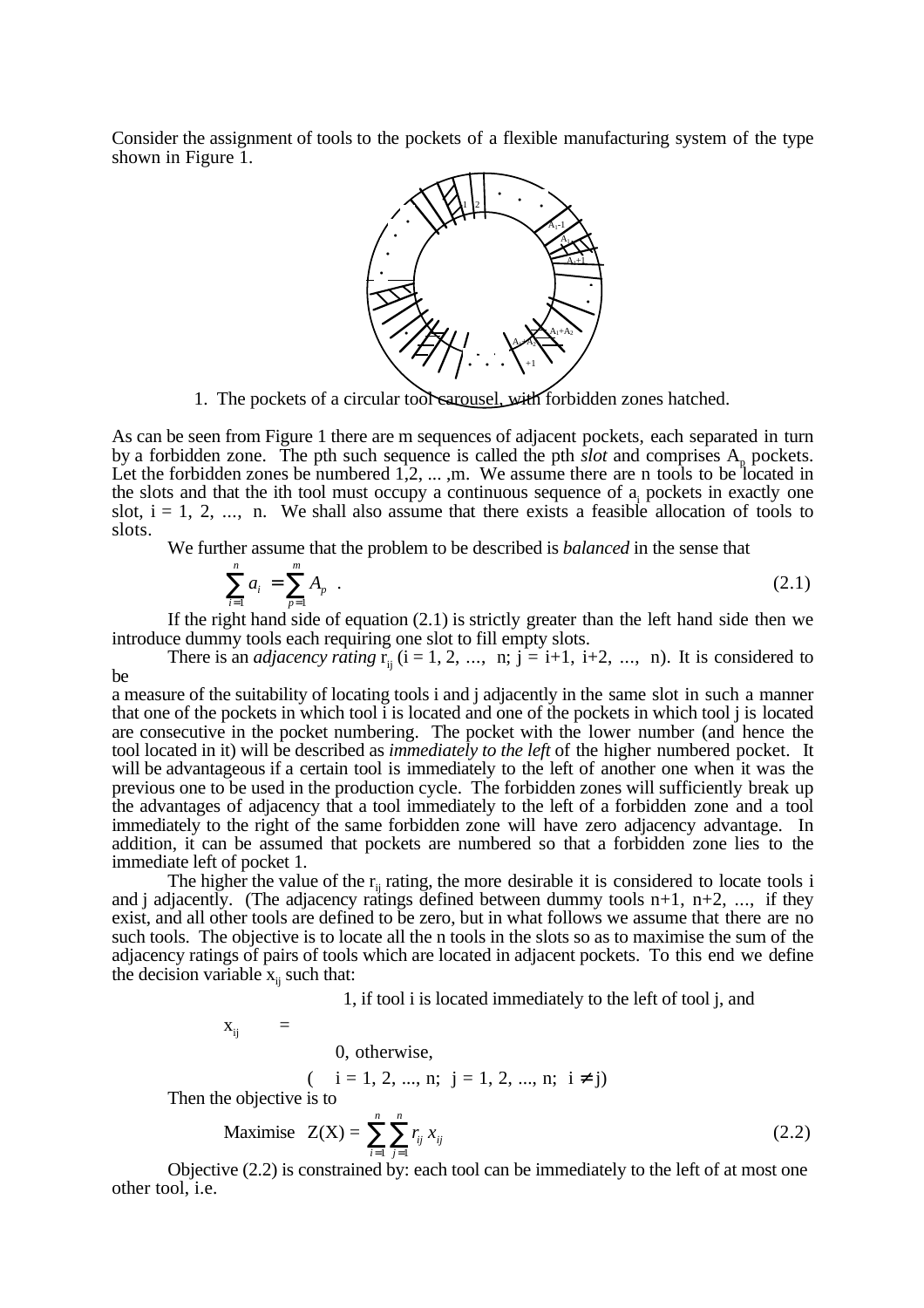Consider the assignment of tools to the pockets of a flexible manufacturing system of the type shown in Figure 1.

1. The pockets of a circular tool carousel, with forbidden zones hatched.

As can be seen from Figure 1 there are m sequences of adjacent pockets, each separated in turn by a forbidden zone. The pth such sequence is called the pth *slot* and comprises $A_p$ pockets. Let the forbidden zones be numbered 1,2, ... ,m. We assume there are n tools to be located in the slots and that the ith tool must occupy a continuous sequence of $a_i$ pockets in exactly one slot, i = 1, 2, ..., n. We shall also assume that there exists a feasible allocation of tools to slots.

We further assume that the problem to be described is *balanced* in the sense that

$$\sum_{i=1}^{n} a_i = \sum_{p=1}^{m} A_p \quad . \tag{2.1}$$

If the right hand side of equation (2.1) is strictly greater than the left hand side then we introduce dummy tools each requiring one slot to fill empty slots.

There is an *adjacency rating* $r_{ij}$ (i = 1, 2, ..., n; j = i+1, i+2, ..., n). It is considered to be a measure of the suitability of locating tools i and j adjacently in the same slot in such a manner that one of the pockets in which tool i is located and one of the pockets in which tool j is located are consecutive in the pocket numbering. The pocket with the lower number (and hence the tool located in it) will be described as *immediately to the left* of the higher numbered pocket. It will be advantageous if a certain tool is immediately to the left of another one when it was the previous one to be used in the production cycle. The forbidden zones will sufficiently break up the advantages of adjacency that a tool immediately to the left of a forbidden zone and a tool immediately to the right of the same forbidden zone will have zero adjacency advantage. In addition, it can be assumed that pockets are numbered so that a forbidden zone lies to the immediate left of pocket 1.

The higher the value of the $r_{ij}$ rating, the more desirable it is considered to locate tools i and j adjacently. (The adjacency ratings defined between dummy tools n+1, n+2, ..., if they exist, and all other tools are defined to be zero, but in what follows we assume that there are no such tools. The objective is to locate all the n tools in the slots so as to maximise the sum of the adjacency ratings of pairs of tools which are located in adjacent pockets. To this end we define the decision variable $x_{ij}$ such that:

$$x_{ij} = \begin{cases} 1, & \text{if tool i is located immediately to the left of tool j, and} \\ 0, & \text{otherwise,} \end{cases}$$

$$(i = 1, 2, ..., n; \; j = 1, 2, ..., n; \; i \neq j)$$

Then the objective is to

$$\text{Maximise} \quad Z(X) = \sum_{i=1}^{n} \sum_{j=1}^{n} r_{ij} x_{ij} \tag{2.2}$$

Objective (2.2) is constrained by: each tool can be immediately to the left of at most one other tool, i.e.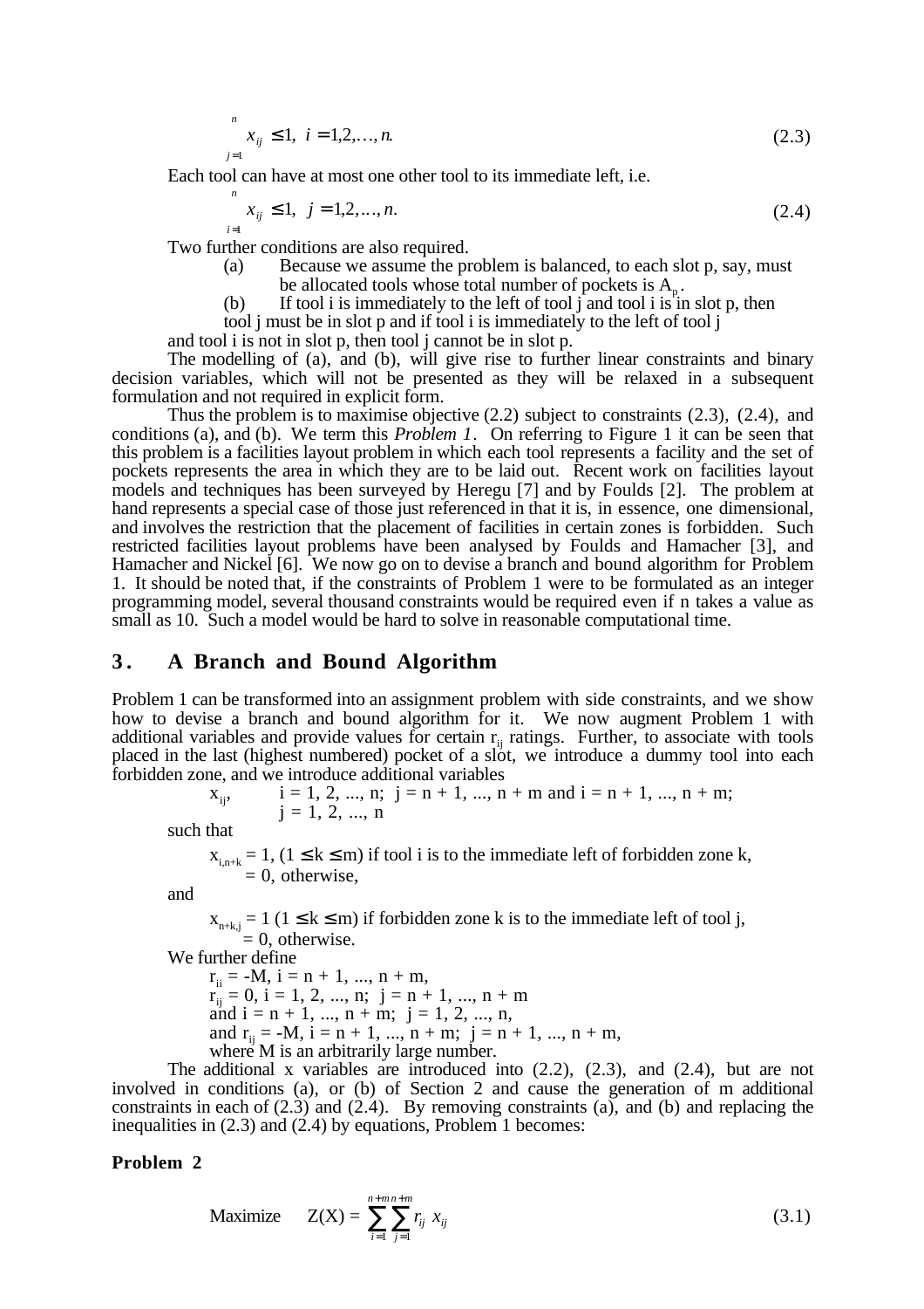$$\sum_{j=1}^{n} x_{ij} \leq 1, \;\; i = 1,2,\ldots,n. \tag{2.3}$$

Each tool can have at most one other tool to its immediate left, i.e.

$$\sum_{i=1}^{n} x_{ij} \leq 1, \;\; j = 1,2,\ldots,n. \tag{2.4}$$

Two further conditions are also required.

(a) Because we assume the problem is balanced, to each slot p, say, must be allocated tools whose total number of pockets is $A_p$.

(b) If tool i is immediately to the left of tool j and tool i is in slot p, then tool j must be in slot p and if tool i is immediately to the left of tool j and tool i is not in slot p, then tool j cannot be in slot p.

The modelling of (a), and (b), will give rise to further linear constraints and binary decision variables, which will not be presented as they will be relaxed in a subsequent formulation and not required in explicit form.

Thus the problem is to maximise objective (2.2) subject to constraints (2.3), (2.4), and conditions (a), and (b). We term this *Problem 1*. On referring to Figure 1 it can be seen that this problem is a facilities layout problem in which each tool represents a facility and the set of pockets represents the area in which they are to be laid out. Recent work on facilities layout models and techniques has been surveyed by Heregu [7] and by Foulds [2]. The problem at hand represents a special case of those just referenced in that it is, in essence, one dimensional, and involves the restriction that the placement of facilities in certain zones is forbidden. Such restricted facilities layout problems have been analysed by Foulds and Hamacher [3], and Hamacher and Nickel [6]. We now go on to devise a branch and bound algorithm for Problem 1. It should be noted that, if the constraints of Problem 1 were to be formulated as an integer programming model, several thousand constraints would be required even if n takes a value as small as 10. Such a model would be hard to solve in reasonable computational time.

## 3. A Branch and Bound Algorithm

Problem 1 can be transformed into an assignment problem with side constraints, and we show how to devise a branch and bound algorithm for it. We now augment Problem 1 with additional variables and provide values for certain $r_{ij}$ ratings. Further, to associate with tools placed in the last (highest numbered) pocket of a slot, we introduce a dummy tool into each forbidden zone, and we introduce additional variables

$x_{ij}$, $\quad i = 1, 2, ..., n;\; j = n + 1, ..., n + m$ and $i = n + 1, ..., n + m;$
$\quad j = 1, 2, ..., n$

such that

$x_{i,n+k} = 1$, $(1 \leq k \leq m)$ if tool i is to the immediate left of forbidden zone k,
$\quad = 0$, otherwise,

and

$x_{n+k,j} = 1$ $(1 \leq k \leq m)$ if forbidden zone k is to the immediate left of tool j,
$\quad = 0$, otherwise.

We further define

$r_{ii} = -M$, $i = n + 1, ..., n + m$,
$r_{ij} = 0$, $i = 1, 2, ..., n;\; j = n + 1, ..., n + m$
and $i = n + 1, ..., n + m;\; j = 1, 2, ..., n$,
and $r_{ij} = -M$, $i = n + 1, ..., n + m;\; j = n + 1, ..., n + m$,
where M is an arbitrarily large number.

The additional x variables are introduced into (2.2), (2.3), and (2.4), but are not involved in conditions (a), or (b) of Section 2 and cause the generation of m additional constraints in each of (2.3) and (2.4). By removing constraints (a), and (b) and replacing the inequalities in (2.3) and (2.4) by equations, Problem 1 becomes:

**Problem 2**

$$\text{Maximize} \quad Z(X) = \sum_{i=1}^{n+m}\sum_{j=1}^{n+m} r_{ij}\; x_{ij} \tag{3.1}$$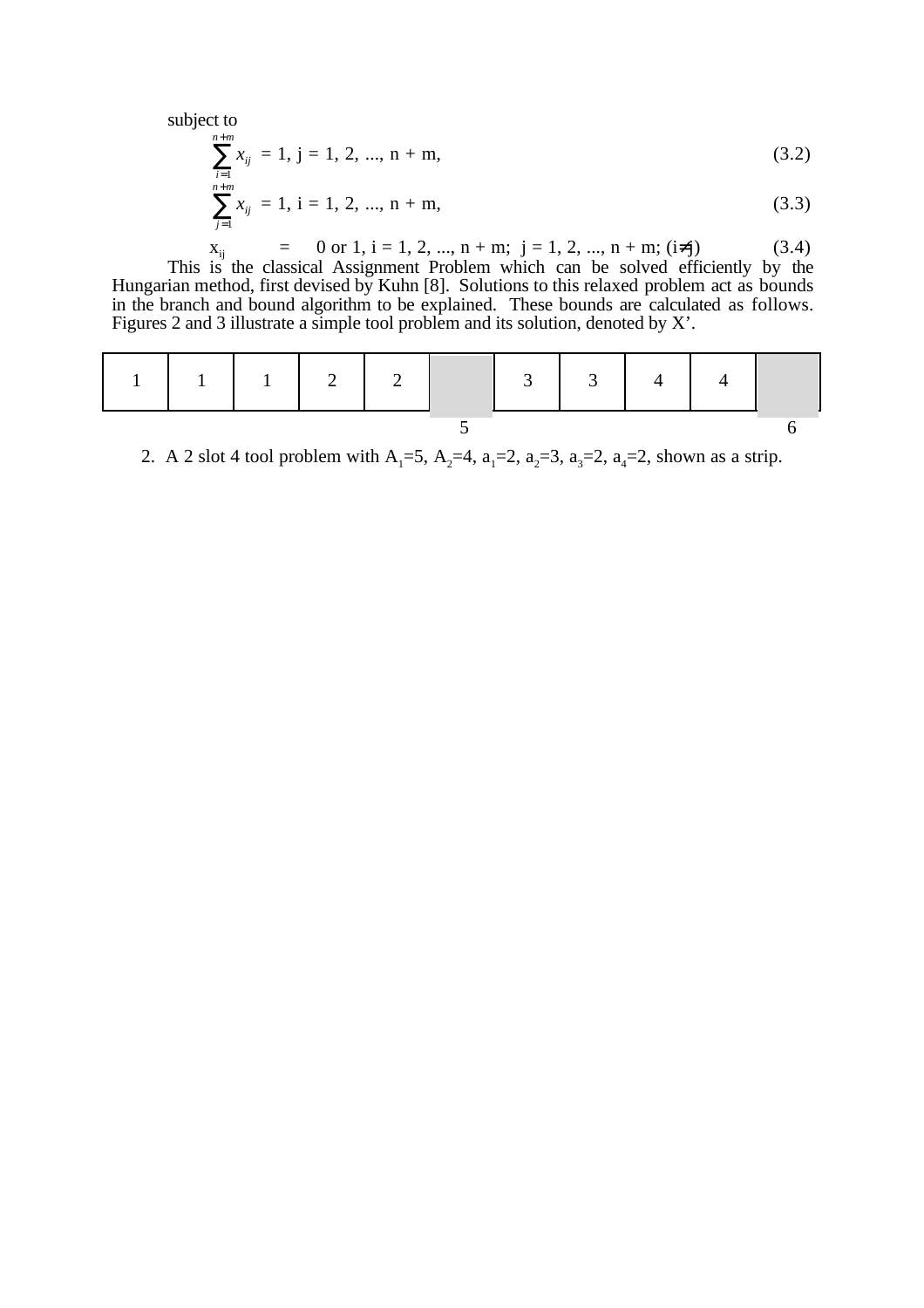subject to

$$\sum_{i=1}^{n+m} x_{ij} = 1, \ j = 1, 2, ..., n + m, \tag{3.2}$$

$$\sum_{j=1}^{n+m} x_{ij} = 1, \ i = 1, 2, ..., n + m, \tag{3.3}$$

$$x_{ij} = 0 \text{ or } 1, \ i = 1, 2, ..., n + m; \ j = 1, 2, ..., n + m; (i \neq j) \tag{3.4}$$

This is the classical Assignment Problem which can be solved efficiently by the Hungarian method, first devised by Kuhn [8]. Solutions to this relaxed problem act as bounds in the branch and bound algorithm to be explained. These bounds are calculated as follows. Figures 2 and 3 illustrate a simple tool problem and its solution, denoted by X'.

| 1 | 1 | 1 | 2 | 2 | | 3 | 3 | 4 | 4 | |
|---|---|---|---|---|---|---|---|---|---|---|
| | | | | | 5 | | | | | 6 |

2. A 2 slot 4 tool problem with $A_1$=5, $A_2$=4, $a_1$=2, $a_2$=3, $a_3$=2, $a_4$=2, shown as a strip.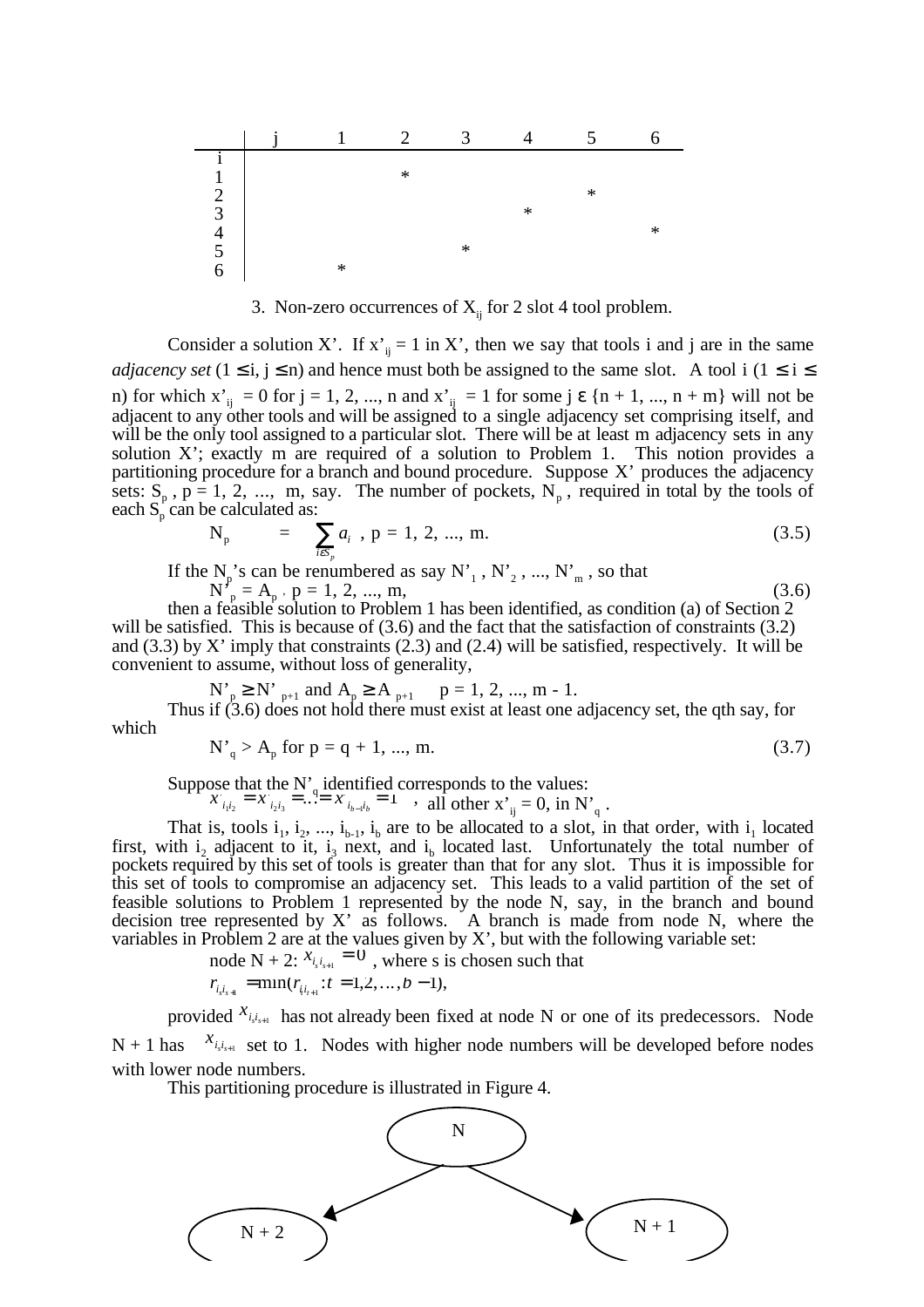| i \ j | 1 | 2 | 3 | 4 | 5 | 6 |
|---|---|---|---|---|---|---|
| 1 | | * | | | | |
| 2 | | | | | * | |
| 3 | | | | * | | |
| 4 | | | | | | * |
| 5 | | | * | | | |
| 6 | * | | | | | |

3. Non-zero occurrences of $X_{ij}$ for 2 slot 4 tool problem.

Consider a solution X'. If $x'_{ij} = 1$ in X', then we say that tools i and j are in the same *adjacency set* ($1 \leq i, j \leq n$) and hence must both be assigned to the same slot. A tool i ($1 \leq i \leq n$) for which $x'_{ij} = 0$ for j = 1, 2, ..., n and $x'_{ij} = 1$ for some $j \in \{n + 1, ..., n + m\}$ will not be adjacent to any other tools and will be assigned to a single adjacency set comprising itself, and will be the only tool assigned to a particular slot. There will be at least m adjacency sets in any solution X'; exactly m are required of a solution to Problem 1. This notion provides a partitioning procedure for a branch and bound procedure. Suppose X' produces the adjacency sets: $S_p$, p = 1, 2, ..., m, say. The number of pockets, $N_p$, required in total by the tools of each $S_p$ can be calculated as:

$$N_p \quad = \quad \sum_{i \in S_p} a_i \ , \ p = 1, 2, ..., m. \tag{3.5}$$

If the $N_p$'s can be renumbered as say $N'_1, N'_2, ..., N'_m$, so that

$$N'_p = A_p \ , \ p = 1, 2, ..., m, \tag{3.6}$$

then a feasible solution to Problem 1 has been identified, as condition (a) of Section 2 will be satisfied. This is because of (3.6) and the fact that the satisfaction of constraints (3.2) and (3.3) by X' imply that constraints (2.3) and (2.4) will be satisfied, respectively. It will be convenient to assume, without loss of generality,

$$N'_p \geq N'_{p+1} \text{ and } A_p \geq A_{p+1} \qquad p = 1, 2, ..., m - 1.$$

Thus if (3.6) does not hold there must exist at least one adjacency set, the qth say, for which

$$N'_q > A_p \text{ for } p = q + 1, ..., m. \tag{3.7}$$

Suppose that the $N'_q$ identified corresponds to the values:

$$x'_{i_1 i_2} = x'_{i_2 i_3} = \ldots = x'_{i_{b-1} i_b} = 1 \ , \text{ all other } x'_{ij} = 0, \text{ in } N'_q .$$

That is, tools $i_1, i_2, ..., i_{b-1}, i_b$ are to be allocated to a slot, in that order, with $i_1$ located first, with $i_2$ adjacent to it, $i_3$ next, and $i_b$ located last. Unfortunately the total number of pockets required by this set of tools is greater than that for any slot. Thus it is impossible for this set of tools to compromise an adjacency set. This leads to a valid partition of the set of feasible solutions to Problem 1 represented by the node N, say, in the branch and bound decision tree represented by X' as follows. A branch is made from node N, where the variables in Problem 2 are at the values given by X', but with the following variable set:

node N + 2: $x_{i_s i_{s+1}} = 0$ , where s is chosen such that

$$r_{i_s i_{s+1}} = \min(r_{i_t i_{t+1}} : t = 1, 2, \ldots, b - 1),$$

provided $x_{i_s i_{s+1}}$ has not already been fixed at node N or one of its predecessors. Node N + 1 has $x_{i_s i_{s+1}}$ set to 1. Nodes with higher node numbers will be developed before nodes with lower node numbers.

This partitioning procedure is illustrated in Figure 4.

```
            N
          /   \
       N + 2   N + 1
```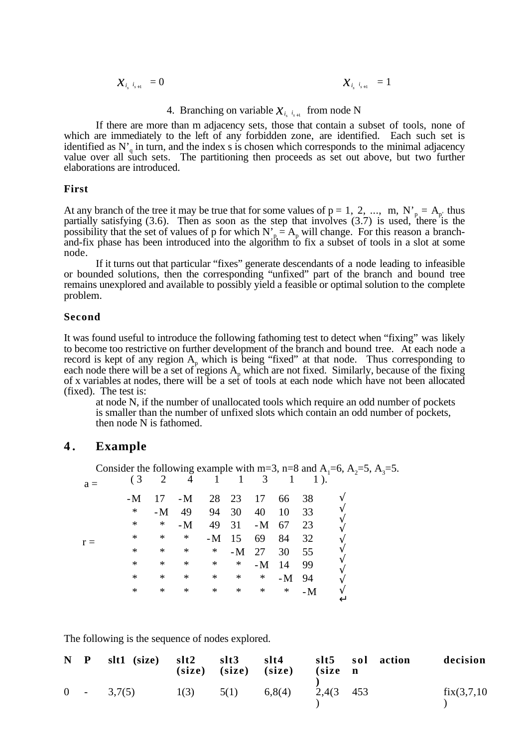$x_{i_s\, i_{s+1}} = 0$ $\qquad\qquad\qquad\qquad\qquad\qquad$ $x_{i_s\, i_{s+1}} = 1$

4. Branching on variable $x_{i_s\, i_{s+1}}$ from node N

If there are more than m adjacency sets, those that contain a subset of tools, none of which are immediately to the left of any forbidden zone, are identified. Each such set is identified as $N'_q$ in turn, and the index s is chosen which corresponds to the minimal adjacency value over all such sets. The partitioning then proceeds as set out above, but two further elaborations are introduced.

**First**

At any branch of the tree it may be true that for some values of p = 1, 2, ..., m, $N'_p = A_p$, thus partially satisfying (3.6). Then as soon as the step that involves (3.7) is used, there is the possibility that the set of values of p for which $N'_p = A_p$ will change. For this reason a branch-and-fix phase has been introduced into the algorithm to fix a subset of tools in a slot at some node.

If it turns out that particular "fixes" generate descendants of a node leading to infeasible or bounded solutions, then the corresponding "unfixed" part of the branch and bound tree remains unexplored and available to possibly yield a feasible or optimal solution to the complete problem.

**Second**

It was found useful to introduce the following fathoming test to detect when "fixing" was likely to become too restrictive on further development of the branch and bound tree. At each node a record is kept of any region $A_p$ which is being "fixed" at that node. Thus corresponding to each node there will be a set of regions $A_p$ which are not fixed. Similarly, because of the fixing of x variables at nodes, there will be a set of tools at each node which have not been allocated (fixed). The test is:

> at node N, if the number of unallocated tools which require an odd number of pockets is smaller than the number of unfixed slots which contain an odd number of pockets, then node N is fathomed.

## 4. Example

Consider the following example with m=3, n=8 and $A_1$=6, $A_2$=5, $A_3$=5.

$$a = (\,3 \quad 2 \quad 4 \quad 1 \quad 1 \quad 3 \quad 1 \quad 1\,).$$

$$r = \begin{matrix} -M & 17 & -M & 28 & 23 & 17 & 66 & 38 \\ * & -M & 49 & 94 & 30 & 40 & 10 & 33 \\ * & * & -M & 49 & 31 & -M & 67 & 23 \\ * & * & * & -M & 15 & 69 & 84 & 32 \\ * & * & * & * & -M & 27 & 30 & 55 \\ * & * & * & * & * & -M & 14 & 99 \\ * & * & * & * & * & * & -M & 94 \\ * & * & * & * & * & * & * & -M \end{matrix}$$

The following is the sequence of nodes explored.

| N | P | slt1 (size) | slt2 (size) | slt3 (size) | slt4 (size) | slt5 (size) | soln | action | decision |
|---|---|---|---|---|---|---|---|---|---|
| 0 | - | 3,7(5) | 1(3) | 5(1) | 6,8(4) | 2,4(3) | 453 | | fix(3,7,10) |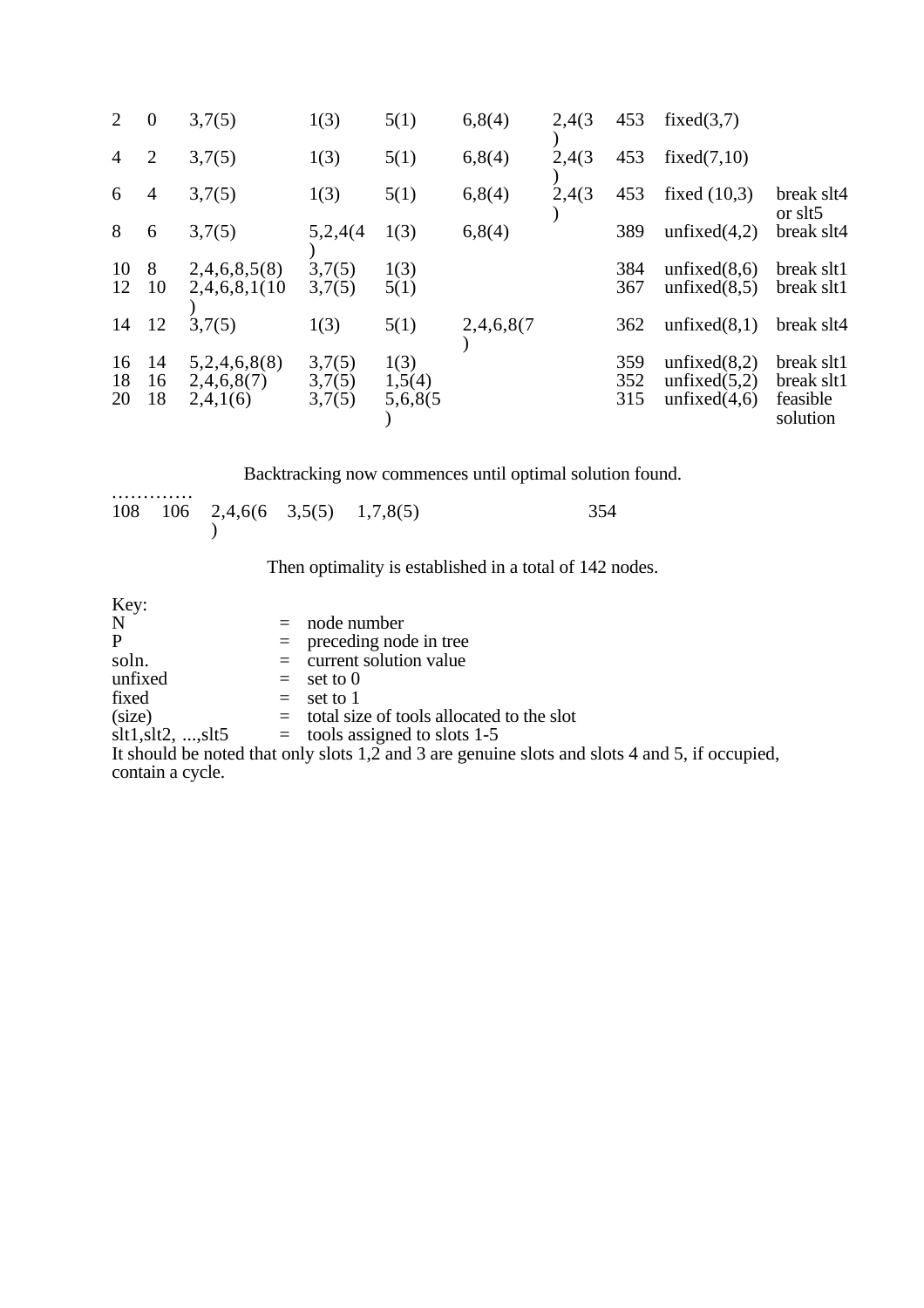| N | P | slt1 | slt2 | slt3 | slt4 | slt5 | soln. | | |
|---|---|---|---|---|---|---|---|---|---|
| 2 | 0 | 3,7(5) | 1(3) | 5(1) | 6,8(4) | 2,4(3) | 453 | fixed(3,7) | |
| 4 | 2 | 3,7(5) | 1(3) | 5(1) | 6,8(4) | 2,4(3) | 453 | fixed(7,10) | |
| 6 | 4 | 3,7(5) | 1(3) | 5(1) | 6,8(4) | 2,4(3) | 453 | fixed (10,3) | break slt4 or slt5 |
| 8 | 6 | 3,7(5) | 5,2,4(4) | 1(3) | 6,8(4) | | 389 | unfixed(4,2) | break slt4 |
| 10 | 8 | 2,4,6,8,5(8) | 3,7(5) | 1(3) | | | 384 | unfixed(8,6) | break slt1 |
| 12 | 10 | 2,4,6,8,1(10) | 3,7(5) | 5(1) | | | 367 | unfixed(8,5) | break slt1 |
| 14 | 12 | 3,7(5) | 1(3) | 5(1) | 2,4,6,8(7) | | 362 | unfixed(8,1) | break slt4 |
| 16 | 14 | 5,2,4,6,8(8) | 3,7(5) | 1(3) | | | 359 | unfixed(8,2) | break slt1 |
| 18 | 16 | 2,4,6,8(7) | 3,7(5) | 1,5(4) | | | 352 | unfixed(5,2) | break slt1 |
| 20 | 18 | 2,4,1(6) | 3,7(5) | 5,6,8(5) | | | 315 | unfixed(4,6) | feasible solution |

Backtracking now commences until optimal solution found.

…………

| | | | | | |
|---|---|---|---|---|---|
| 108 | 106 | 2,4,6(6) | 3,5(5) | 1,7,8(5) | 354 |

Then optimality is established in a total of 142 nodes.

Key:

| | | |
|---|---|---|
| N | = | node number |
| P | = | preceding node in tree |
| soln. | = | current solution value |
| unfixed | = | set to 0 |
| fixed | = | set to 1 |
| (size) | = | total size of tools allocated to the slot |
| slt1,slt2, ...,slt5 | = | tools assigned to slots 1-5 |

It should be noted that only slots 1,2 and 3 are genuine slots and slots 4 and 5, if occupied, contain a cycle.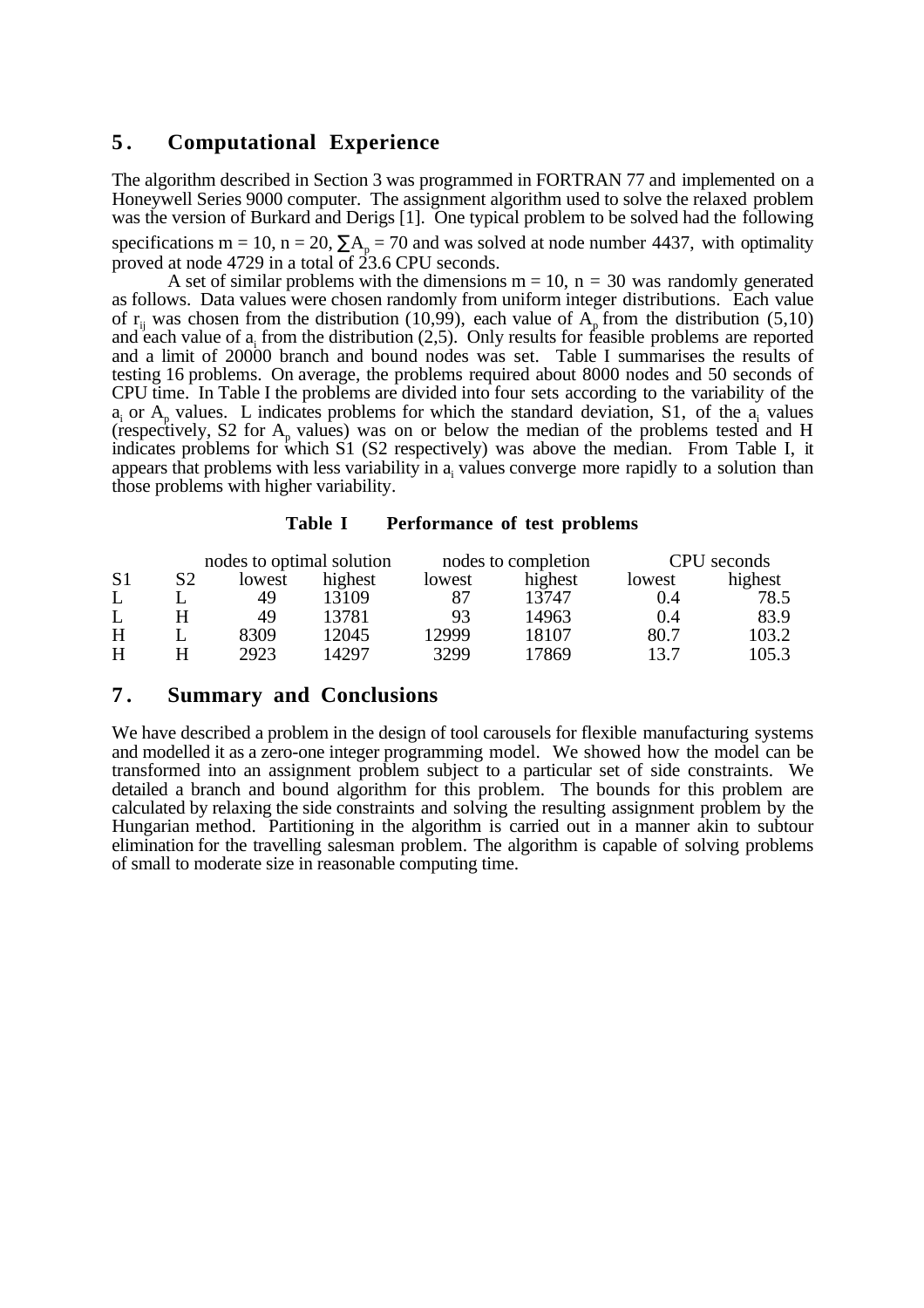## 5. Computational Experience

The algorithm described in Section 3 was programmed in FORTRAN 77 and implemented on a Honeywell Series 9000 computer. The assignment algorithm used to solve the relaxed problem was the version of Burkard and Derigs [1]. One typical problem to be solved had the following specifications $m = 10$, $n = 20$, $\sum A_p = 70$ and was solved at node number 4437, with optimality proved at node 4729 in a total of 23.6 CPU seconds.

A set of similar problems with the dimensions $m = 10$, $n = 30$ was randomly generated as follows. Data values were chosen randomly from uniform integer distributions. Each value of $r_{ij}$ was chosen from the distribution (10,99), each value of $A_p$ from the distribution (5,10) and each value of $a_i$ from the distribution (2,5). Only results for feasible problems are reported and a limit of 20000 branch and bound nodes was set. Table I summarises the results of testing 16 problems. On average, the problems required about 8000 nodes and 50 seconds of CPU time. In Table I the problems are divided into four sets according to the variability of the $a_i$ or $A_p$ values. L indicates problems for which the standard deviation, S1, of the $a_i$ values (respectively, S2 for $A_p$ values) was on or below the median of the problems tested and H indicates problems for which S1 (S2 respectively) was above the median. From Table I, it appears that problems with less variability in $a_i$ values converge more rapidly to a solution than those problems with higher variability.

**Table I Performance of test problems**

| | | nodes to optimal solution | | nodes to completion | | CPU seconds | |
|---|---|---|---|---|---|---|---|
| S1 | S2 | lowest | highest | lowest | highest | lowest | highest |
| L | L | 49 | 13109 | 87 | 13747 | 0.4 | 78.5 |
| L | H | 49 | 13781 | 93 | 14963 | 0.4 | 83.9 |
| H | L | 8309 | 12045 | 12999 | 18107 | 80.7 | 103.2 |
| H | H | 2923 | 14297 | 3299 | 17869 | 13.7 | 105.3 |

## 7. Summary and Conclusions

We have described a problem in the design of tool carousels for flexible manufacturing systems and modelled it as a zero-one integer programming model. We showed how the model can be transformed into an assignment problem subject to a particular set of side constraints. We detailed a branch and bound algorithm for this problem. The bounds for this problem are calculated by relaxing the side constraints and solving the resulting assignment problem by the Hungarian method. Partitioning in the algorithm is carried out in a manner akin to subtour elimination for the travelling salesman problem. The algorithm is capable of solving problems of small to moderate size in reasonable computing time.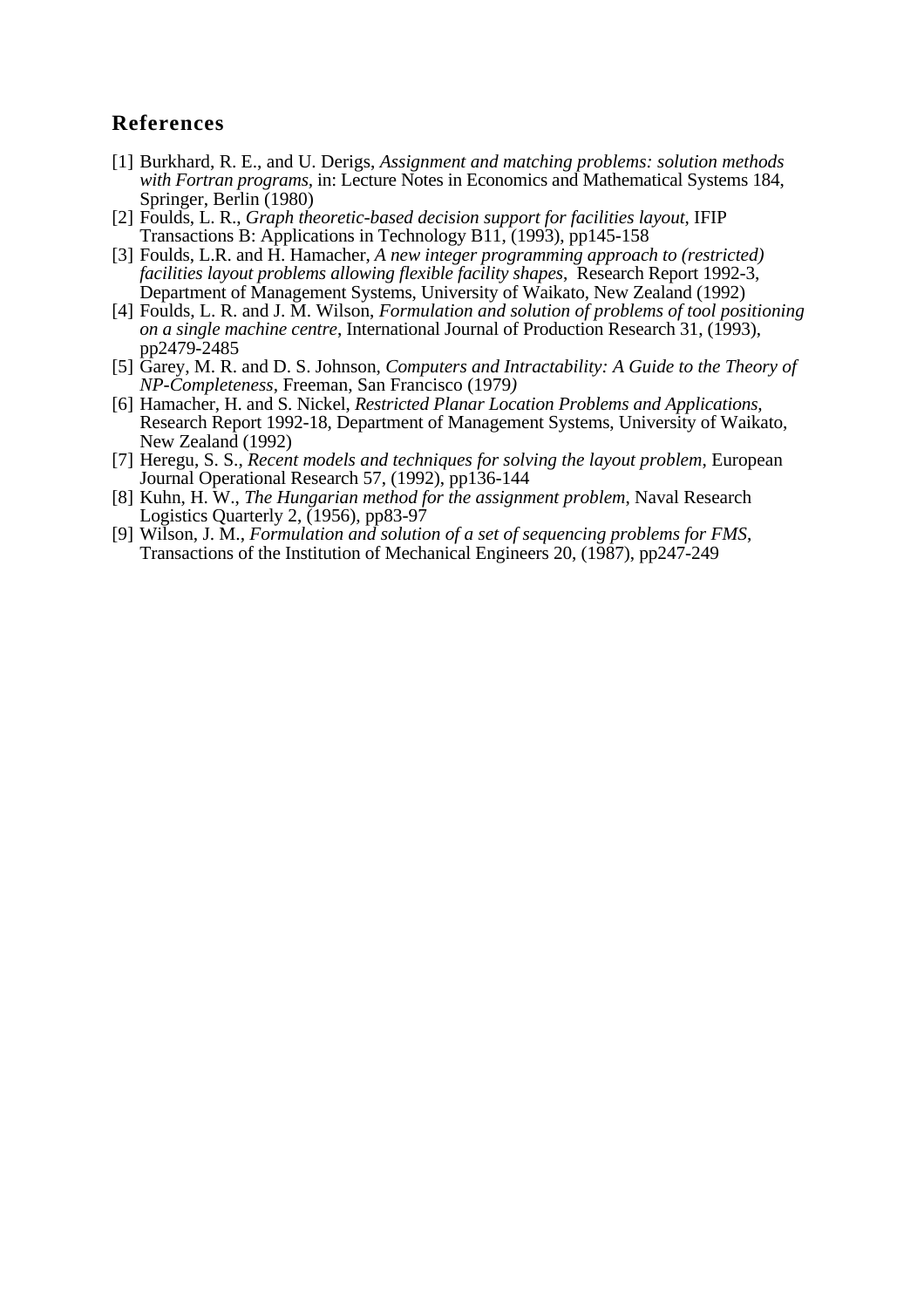## References

[1] Burkhard, R. E., and U. Derigs, *Assignment and matching problems: solution methods with Fortran programs,* in: Lecture Notes in Economics and Mathematical Systems 184, Springer, Berlin (1980)

[2] Foulds, L. R., *Graph theoretic-based decision support for facilities layout*, IFIP Transactions B: Applications in Technology B11, (1993), pp145-158

[3] Foulds, L.R. and H. Hamacher, *A new integer programming approach to (restricted) facilities layout problems allowing flexible facility shapes*, Research Report 1992-3, Department of Management Systems, University of Waikato, New Zealand (1992)

[4] Foulds, L. R. and J. M. Wilson, *Formulation and solution of problems of tool positioning on a single machine centre*, International Journal of Production Research 31, (1993), pp2479-2485

[5] Garey, M. R. and D. S. Johnson, *Computers and Intractability: A Guide to the Theory of NP-Completeness*, Freeman, San Francisco (1979)

[6] Hamacher, H. and S. Nickel, *Restricted Planar Location Problems and Applications,* Research Report 1992-18, Department of Management Systems, University of Waikato, New Zealand (1992)

[7] Heregu, S. S., *Recent models and techniques for solving the layout problem*, European Journal Operational Research 57, (1992), pp136-144

[8] Kuhn, H. W., *The Hungarian method for the assignment problem*, Naval Research Logistics Quarterly 2, (1956), pp83-97

[9] Wilson, J. M., *Formulation and solution of a set of sequencing problems for FMS*, Transactions of the Institution of Mechanical Engineers 20, (1987), pp247-249